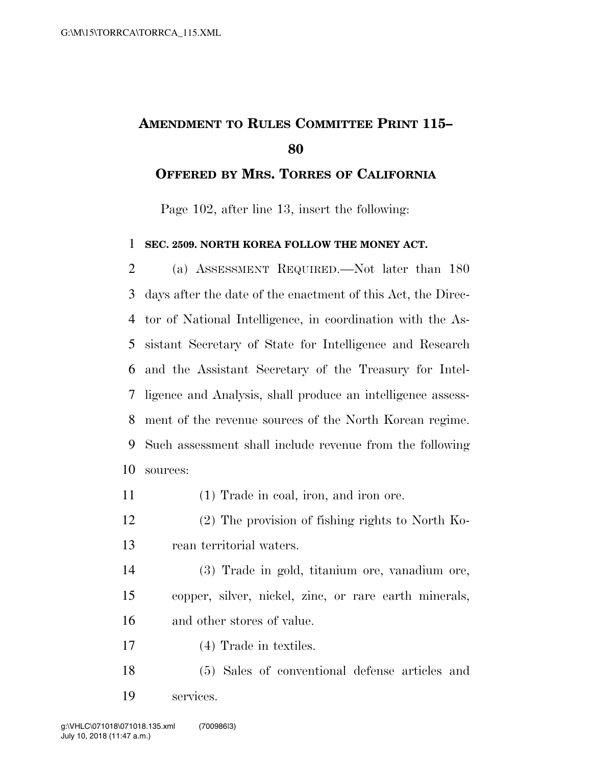# AMENDMENT TO RULES COMMITTEE PRINT 115–80

## OFFERED BY MRS. TORRES OF CALIFORNIA

Page 102, after line 13, insert the following:

**SEC. 2509. NORTH KOREA FOLLOW THE MONEY ACT.**

(a) ASSESSMENT REQUIRED.—Not later than 180 days after the date of the enactment of this Act, the Director of National Intelligence, in coordination with the Assistant Secretary of State for Intelligence and Research and the Assistant Secretary of the Treasury for Intelligence and Analysis, shall produce an intelligence assessment of the revenue sources of the North Korean regime. Such assessment shall include revenue from the following sources:

(1) Trade in coal, iron, and iron ore.

(2) The provision of fishing rights to North Korean territorial waters.

(3) Trade in gold, titanium ore, vanadium ore, copper, silver, nickel, zinc, or rare earth minerals, and other stores of value.

(4) Trade in textiles.

(5) Sales of conventional defense articles and services.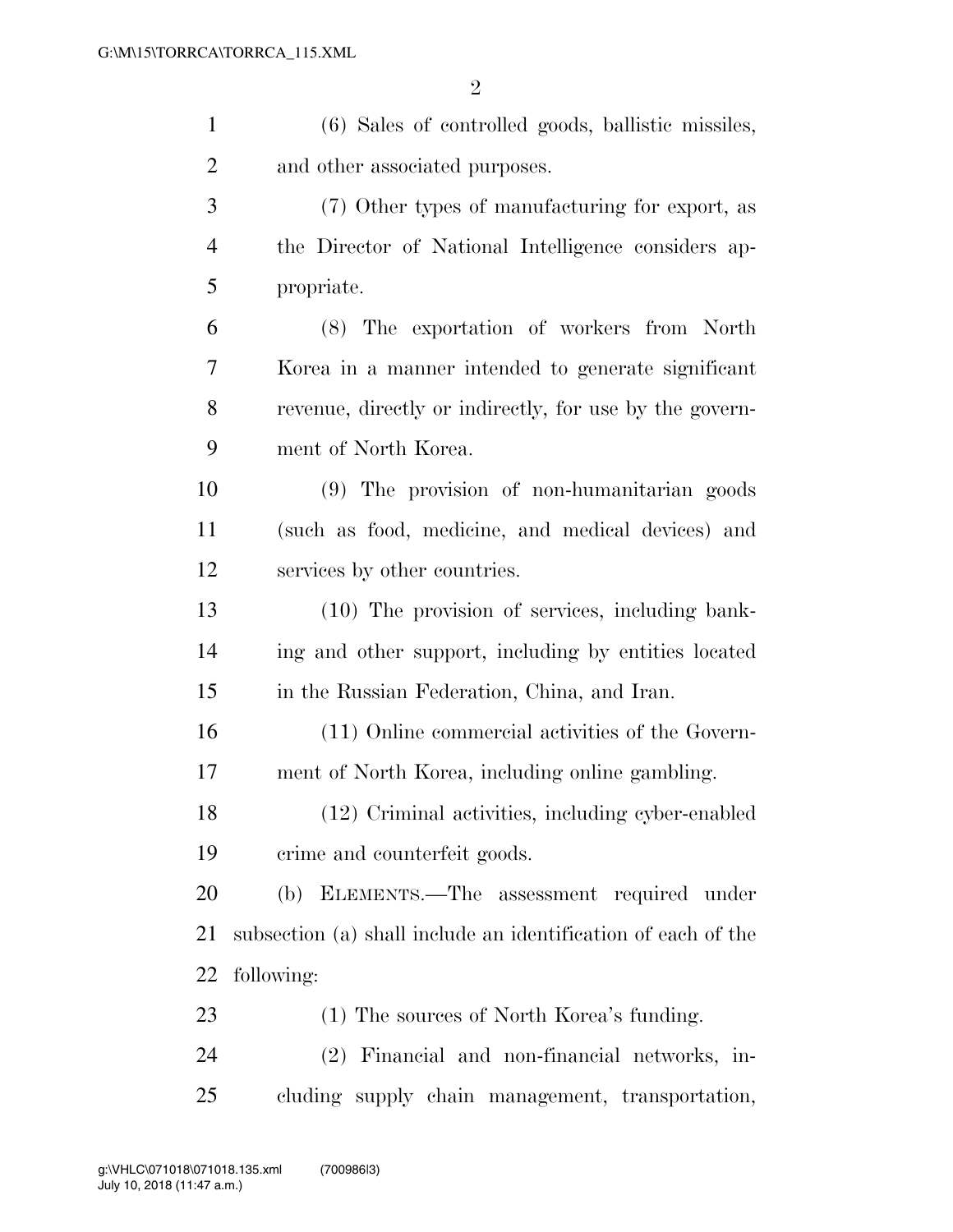(6) Sales of controlled goods, ballistic missiles, and other associated purposes.

(7) Other types of manufacturing for export, as the Director of National Intelligence considers appropriate.

(8) The exportation of workers from North Korea in a manner intended to generate significant revenue, directly or indirectly, for use by the government of North Korea.

(9) The provision of non-humanitarian goods (such as food, medicine, and medical devices) and services by other countries.

(10) The provision of services, including banking and other support, including by entities located in the Russian Federation, China, and Iran.

(11) Online commercial activities of the Government of North Korea, including online gambling.

(12) Criminal activities, including cyber-enabled crime and counterfeit goods.

(b) ELEMENTS.—The assessment required under subsection (a) shall include an identification of each of the following:

(1) The sources of North Korea's funding.

(2) Financial and non-financial networks, including supply chain management, transportation,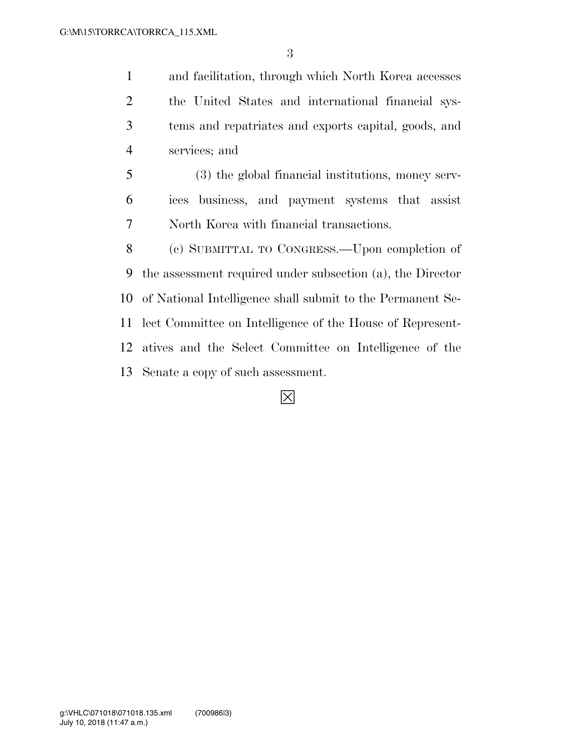and facilitation, through which North Korea accesses the United States and international financial systems and repatriates and exports capital, goods, and services; and

(3) the global financial institutions, money services business, and payment systems that assist North Korea with financial transactions.

(c) SUBMITTAL TO CONGRESS.—Upon completion of the assessment required under subsection (a), the Director of National Intelligence shall submit to the Permanent Select Committee on Intelligence of the House of Representatives and the Select Committee on Intelligence of the Senate a copy of such assessment.